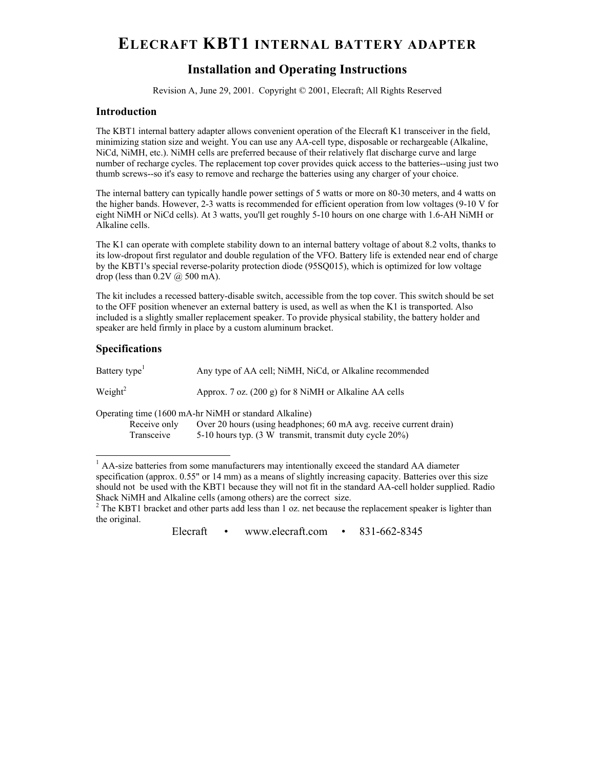# ELECRAFT KBT1 INTERNAL BATTERY ADAPTER

## Installation and Operating Instructions

Revision A, June 29, 2001. Copyright © 2001, Elecraft; All Rights Reserved

### Introduction

The KBT1 internal battery adapter allows convenient operation of the Elecraft K1 transceiver in the field, minimizing station size and weight. You can use any AA-cell type, disposable or rechargeable (Alkaline, NiCd, NiMH, etc.). NiMH cells are preferred because of their relatively flat discharge curve and large number of recharge cycles. The replacement top cover provides quick access to the batteries--using just two thumb screws--so it's easy to remove and recharge the batteries using any charger of your choice.

The internal battery can typically handle power settings of 5 watts or more on 80-30 meters, and 4 watts on the higher bands. However, 2-3 watts is recommended for efficient operation from low voltages (9-10 V for eight NiMH or NiCd cells). At 3 watts, you'll get roughly 5-10 hours on one charge with 1.6-AH NiMH or Alkaline cells.

The K1 can operate with complete stability down to an internal battery voltage of about 8.2 volts, thanks to its low-dropout first regulator and double regulation of the VFO. Battery life is extended near end of charge by the KBT1's special reverse-polarity protection diode (95SQ015), which is optimized for low voltage drop (less than 0.2V @ 500 mA).

The kit includes a recessed battery-disable switch, accessible from the top cover. This switch should be set to the OFF position whenever an external battery is used, as well as when the K1 is transported. Also included is a slightly smaller replacement speaker. To provide physical stability, the battery holder and speaker are held firmly in place by a custom aluminum bracket.

### Specifications

| | |
|---|---|
| Battery type[1] | Any type of AA cell; NiMH, NiCd, or Alkaline recommended |
| Weight[2] | Approx. 7 oz. (200 g) for 8 NiMH or Alkaline AA cells |

Operating time (1600 mA-hr NiMH or standard Alkaline)

| | |
|---|---|
| Receive only | Over 20 hours (using headphones; 60 mA avg. receive current drain) |
| Transceive | 5-10 hours typ. (3 W transmit, transmit duty cycle 20%) |

---

[1] AA-size batteries from some manufacturers may intentionally exceed the standard AA diameter specification (approx. 0.55" or 14 mm) as a means of slightly increasing capacity. Batteries over this size should not be used with the KBT1 because they will not fit in the standard AA-cell holder supplied. Radio Shack NiMH and Alkaline cells (among others) are the correct size.

[2] The KBT1 bracket and other parts add less than 1 oz. net because the replacement speaker is lighter than the original.

Elecraft • www.elecraft.com • 831-662-8345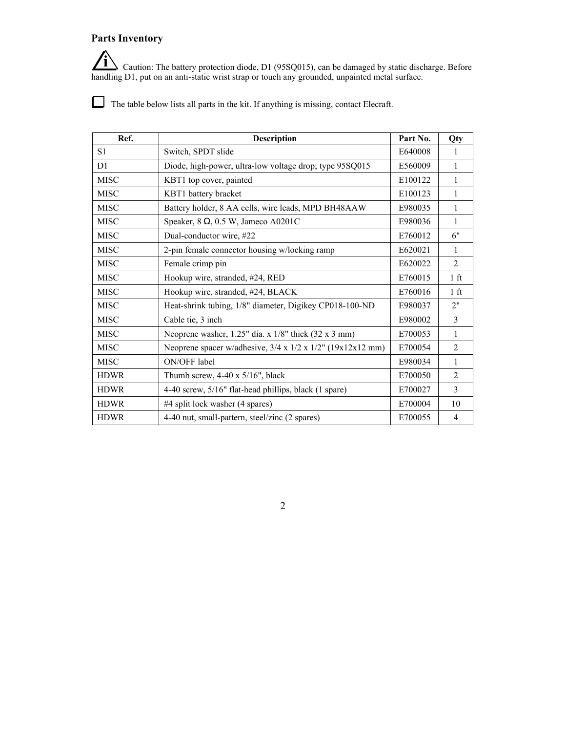## Parts Inventory

Caution: The battery protection diode, D1 (95SQ015), can be damaged by static discharge. Before handling D1, put on an anti-static wrist strap or touch any grounded, unpainted metal surface.

☐ The table below lists all parts in the kit. If anything is missing, contact Elecraft.

| Ref. | Description | Part No. | Qty |
|---|---|---|---|
| S1 | Switch, SPDT slide | E640008 | 1 |
| D1 | Diode, high-power, ultra-low voltage drop; type 95SQ015 | E560009 | 1 |
| MISC | KBT1 top cover, painted | E100122 | 1 |
| MISC | KBT1 battery bracket | E100123 | 1 |
| MISC | Battery holder, 8 AA cells, wire leads, MPD BH48AAW | E980035 | 1 |
| MISC | Speaker, 8 Ω, 0.5 W, Jameco A0201C | E980036 | 1 |
| MISC | Dual-conductor wire, #22 | E760012 | 6" |
| MISC | 2-pin female connector housing w/locking ramp | E620021 | 1 |
| MISC | Female crimp pin | E620022 | 2 |
| MISC | Hookup wire, stranded, #24, RED | E760015 | 1 ft |
| MISC | Hookup wire, stranded, #24, BLACK | E760016 | 1 ft |
| MISC | Heat-shrink tubing, 1/8" diameter, Digikey CP018-100-ND | E980037 | 2" |
| MISC | Cable tie, 3 inch | E980002 | 3 |
| MISC | Neoprene washer, 1.25" dia. x 1/8" thick (32 x 3 mm) | E700053 | 1 |
| MISC | Neoprene spacer w/adhesive, 3/4 x 1/2 x 1/2" (19x12x12 mm) | E700054 | 2 |
| MISC | ON/OFF label | E980034 | 1 |
| HDWR | Thumb screw, 4-40 x 5/16", black | E700050 | 2 |
| HDWR | 4-40 screw, 5/16" flat-head phillips, black (1 spare) | E700027 | 3 |
| HDWR | #4 split lock washer (4 spares) | E700004 | 10 |
| HDWR | 4-40 nut, small-pattern, steel/zinc (2 spares) | E700055 | 4 |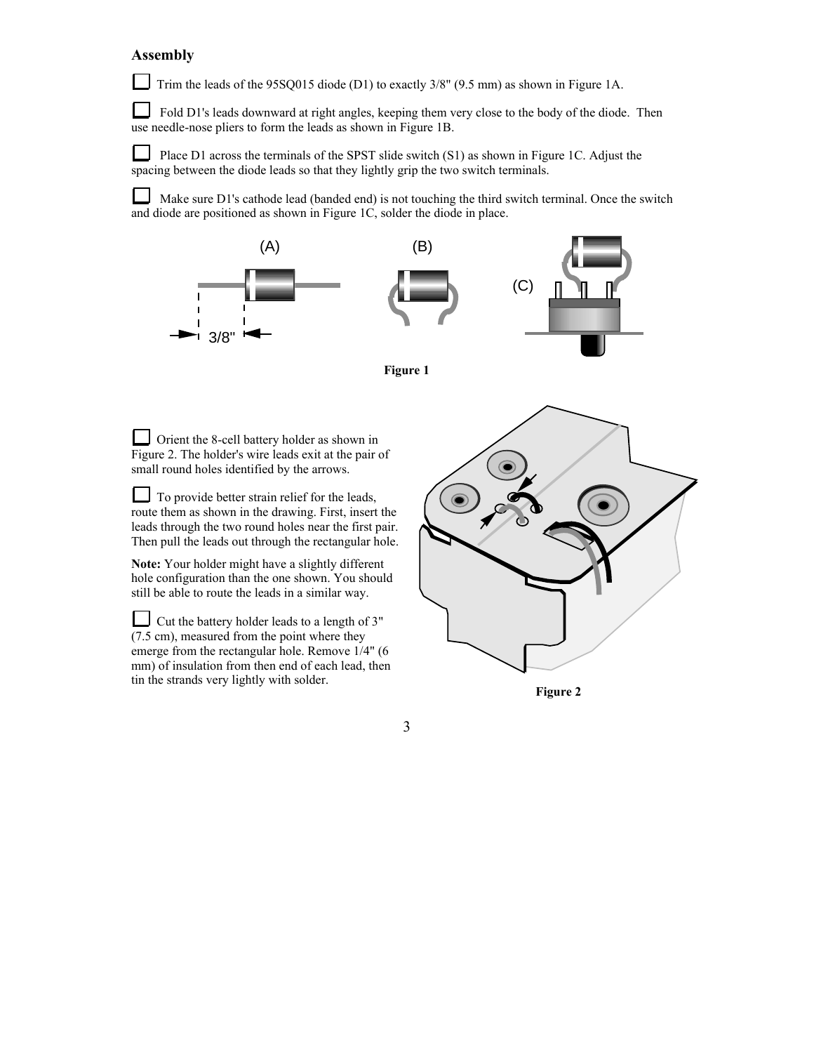## Assembly

☐ Trim the leads of the 95SQ015 diode (D1) to exactly 3/8" (9.5 mm) as shown in Figure 1A.

☐ Fold D1's leads downward at right angles, keeping them very close to the body of the diode. Then use needle-nose pliers to form the leads as shown in Figure 1B.

☐ Place D1 across the terminals of the SPST slide switch (S1) as shown in Figure 1C. Adjust the spacing between the diode leads so that they lightly grip the two switch terminals.

☐ Make sure D1's cathode lead (banded end) is not touching the third switch terminal. Once the switch and diode are positioned as shown in Figure 1C, solder the diode in place.

**Figure 1**

☐ Orient the 8-cell battery holder as shown in Figure 2. The holder's wire leads exit at the pair of small round holes identified by the arrows.

☐ To provide better strain relief for the leads, route them as shown in the drawing. First, insert the leads through the two round holes near the first pair. Then pull the leads out through the rectangular hole.

**Note:** Your holder might have a slightly different hole configuration than the one shown. You should still be able to route the leads in a similar way.

☐ Cut the battery holder leads to a length of 3" (7.5 cm), measured from the point where they emerge from the rectangular hole. Remove 1/4" (6 mm) of insulation from then end of each lead, then tin the strands very lightly with solder.

**Figure 2**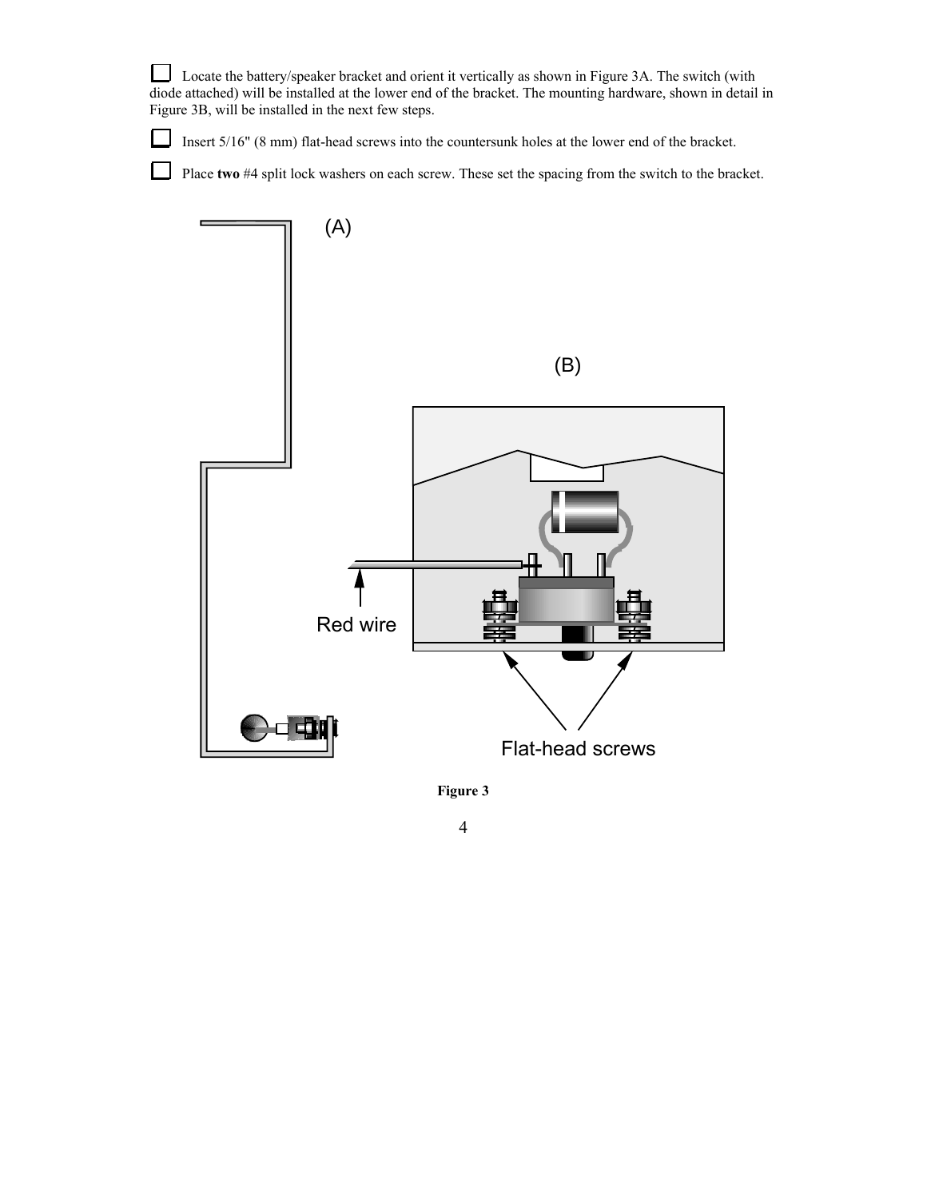☐ Locate the battery/speaker bracket and orient it vertically as shown in Figure 3A. The switch (with diode attached) will be installed at the lower end of the bracket. The mounting hardware, shown in detail in Figure 3B, will be installed in the next few steps.

☐ Insert 5/16" (8 mm) flat-head screws into the countersunk holes at the lower end of the bracket.

☐ Place **two** #4 split lock washers on each screw. These set the spacing from the switch to the bracket.

(A)

(B)

Red wire

Flat-head screws

**Figure 3**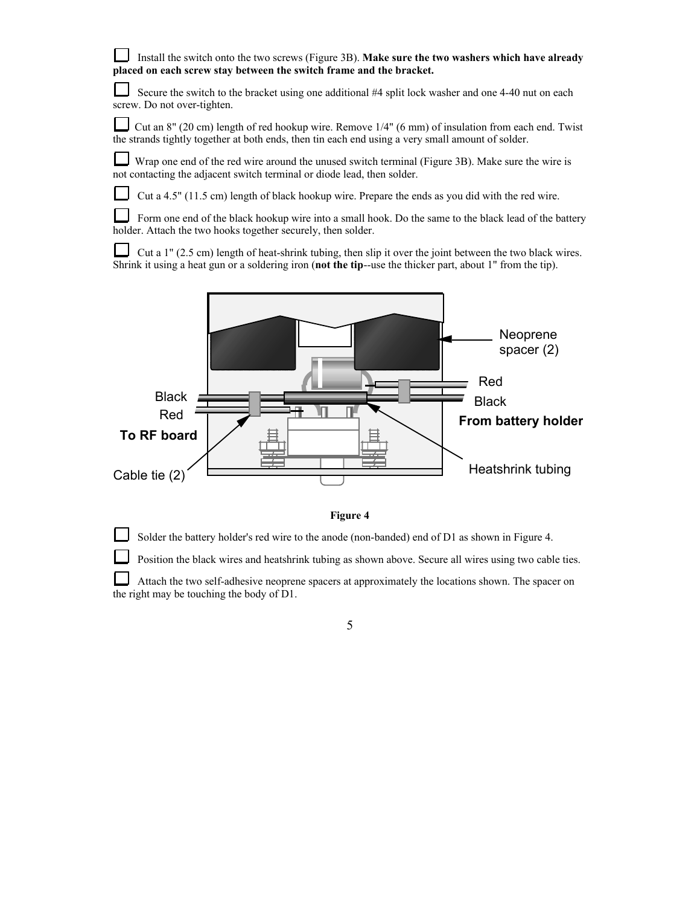☐ Install the switch onto the two screws (Figure 3B). **Make sure the two washers which have already placed on each screw stay between the switch frame and the bracket.**

☐ Secure the switch to the bracket using one additional #4 split lock washer and one 4-40 nut on each screw. Do not over-tighten.

☐ Cut an 8" (20 cm) length of red hookup wire. Remove 1/4" (6 mm) of insulation from each end. Twist the strands tightly together at both ends, then tin each end using a very small amount of solder.

☐ Wrap one end of the red wire around the unused switch terminal (Figure 3B). Make sure the wire is not contacting the adjacent switch terminal or diode lead, then solder.

☐ Cut a 4.5" (11.5 cm) length of black hookup wire. Prepare the ends as you did with the red wire.

☐ Form one end of the black hookup wire into a small hook. Do the same to the black lead of the battery holder. Attach the two hooks together securely, then solder.

☐ Cut a 1" (2.5 cm) length of heat-shrink tubing, then slip it over the joint between the two black wires. Shrink it using a heat gun or a soldering iron (**not the tip**--use the thicker part, about 1" from the tip).

Neoprene spacer (2)

Red

Black

**From battery holder**

Black

Red

**To RF board**

Cable tie (2)

Heatshrink tubing

**Figure 4**

☐ Solder the battery holder's red wire to the anode (non-banded) end of D1 as shown in Figure 4.

☐ Position the black wires and heatshrink tubing as shown above. Secure all wires using two cable ties.

☐ Attach the two self-adhesive neoprene spacers at approximately the locations shown. The spacer on the right may be touching the body of D1.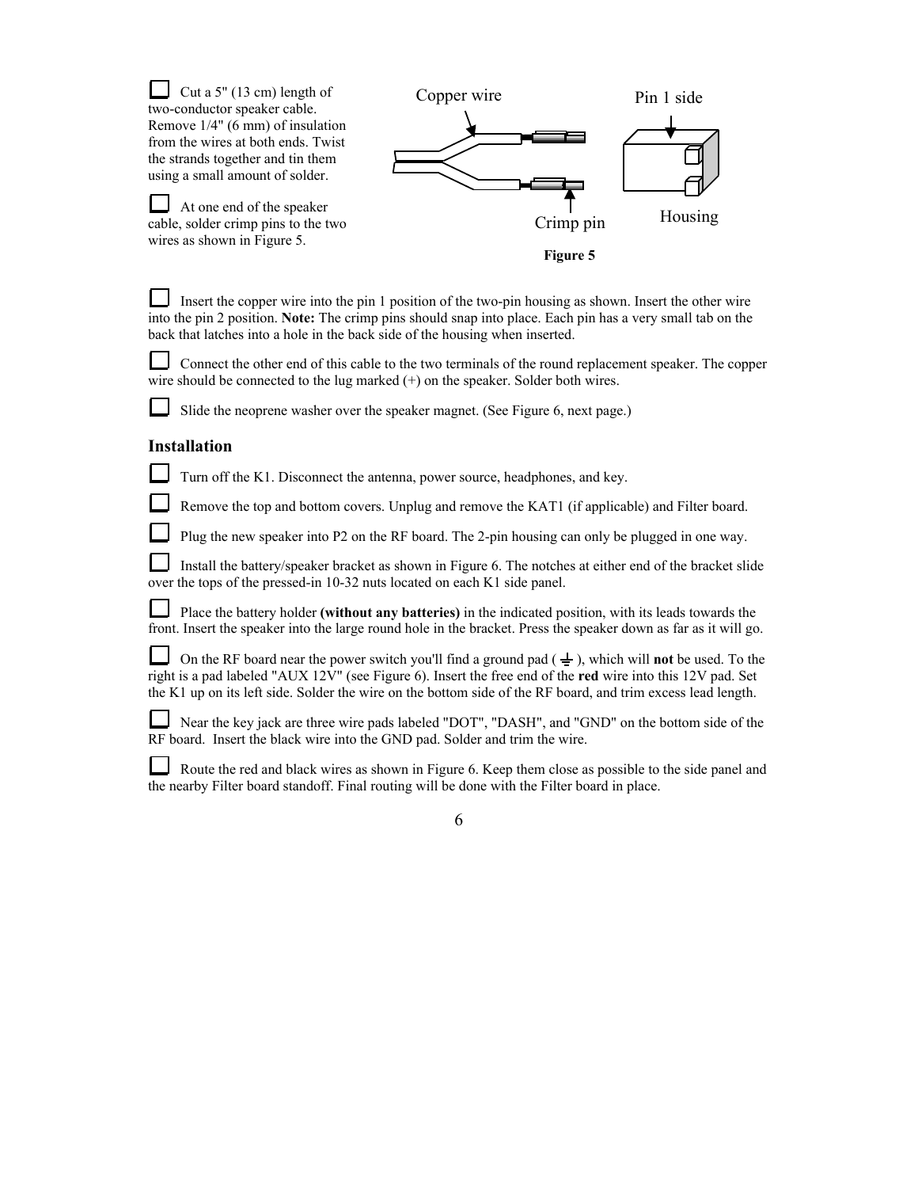☐ Cut a 5" (13 cm) length of two-conductor speaker cable. Remove 1/4" (6 mm) of insulation from the wires at both ends. Twist the strands together and tin them using a small amount of solder.

☐ At one end of the speaker cable, solder crimp pins to the two wires as shown in Figure 5.

Copper wire

Pin 1 side

Crimp pin

Housing

**Figure 5**

☐ Insert the copper wire into the pin 1 position of the two-pin housing as shown. Insert the other wire into the pin 2 position. **Note:** The crimp pins should snap into place. Each pin has a very small tab on the back that latches into a hole in the back side of the housing when inserted.

☐ Connect the other end of this cable to the two terminals of the round replacement speaker. The copper wire should be connected to the lug marked (+) on the speaker. Solder both wires.

☐ Slide the neoprene washer over the speaker magnet. (See Figure 6, next page.)

## Installation

☐ Turn off the K1. Disconnect the antenna, power source, headphones, and key.

☐ Remove the top and bottom covers. Unplug and remove the KAT1 (if applicable) and Filter board.

☐ Plug the new speaker into P2 on the RF board. The 2-pin housing can only be plugged in one way.

☐ Install the battery/speaker bracket as shown in Figure 6. The notches at either end of the bracket slide over the tops of the pressed-in 10-32 nuts located on each K1 side panel.

☐ Place the battery holder **(without any batteries)** in the indicated position, with its leads towards the front. Insert the speaker into the large round hole in the bracket. Press the speaker down as far as it will go.

☐ On the RF board near the power switch you'll find a ground pad ( ⏚ ), which will **not** be used. To the right is a pad labeled "AUX 12V" (see Figure 6). Insert the free end of the **red** wire into this 12V pad. Set the K1 up on its left side. Solder the wire on the bottom side of the RF board, and trim excess lead length.

☐ Near the key jack are three wire pads labeled "DOT", "DASH", and "GND" on the bottom side of the RF board. Insert the black wire into the GND pad. Solder and trim the wire.

☐ Route the red and black wires as shown in Figure 6. Keep them close as possible to the side panel and the nearby Filter board standoff. Final routing will be done with the Filter board in place.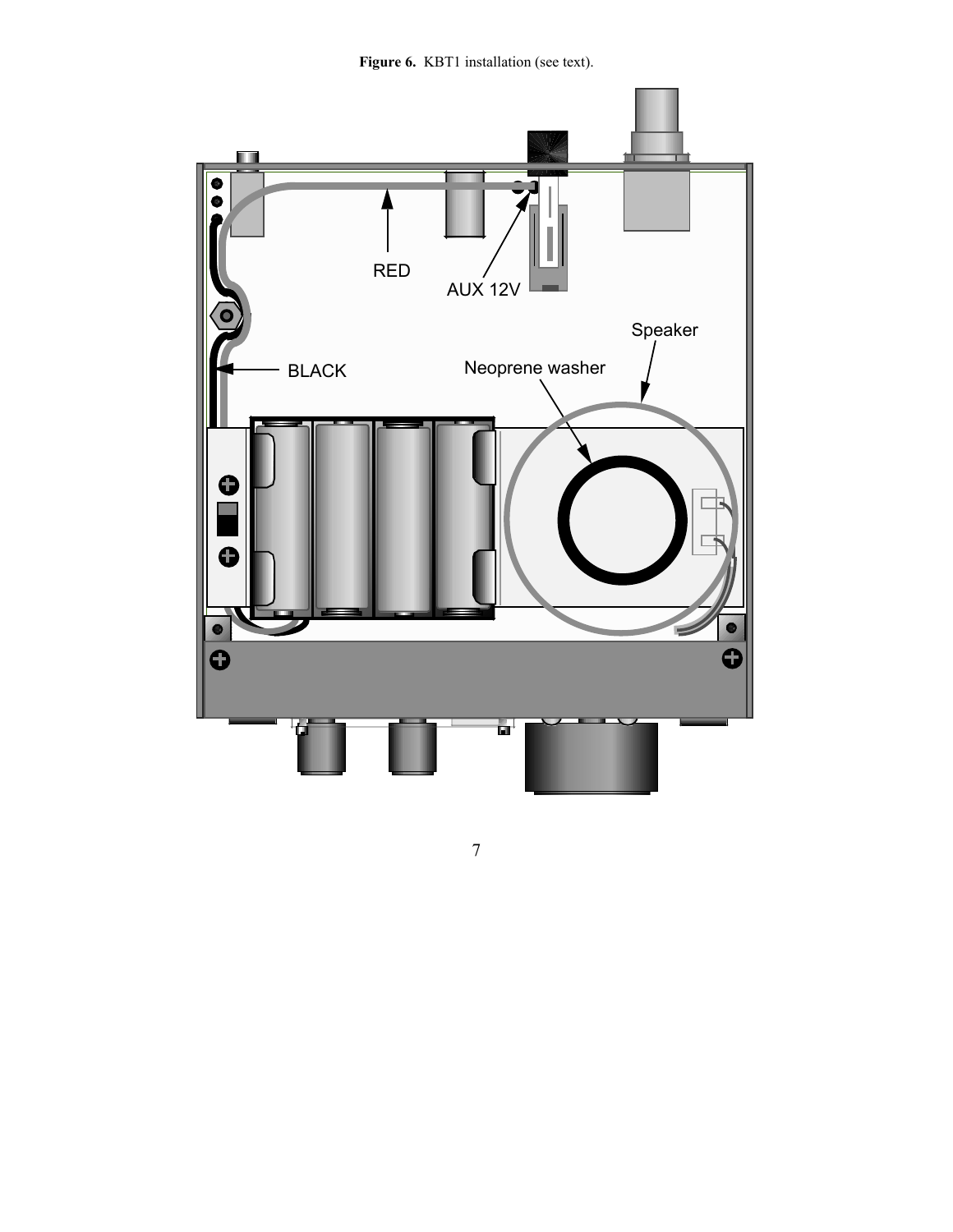**Figure 6.** KBT1 installation (see text).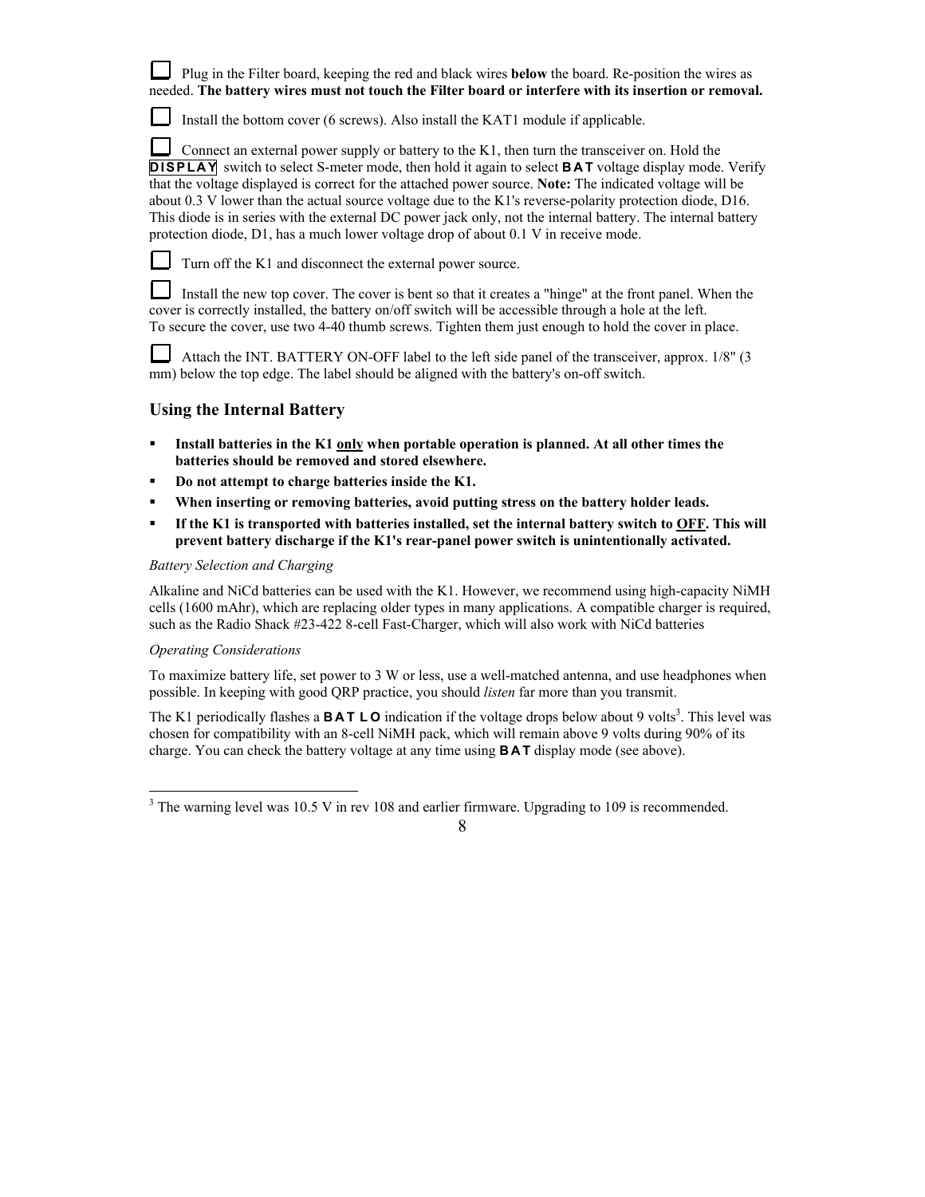☐ Plug in the Filter board, keeping the red and black wires **below** the board. Re-position the wires as needed. **The battery wires must not touch the Filter board or interfere with its insertion or removal.**

☐ Install the bottom cover (6 screws). Also install the KAT1 module if applicable.

☐ Connect an external power supply or battery to the K1, then turn the transceiver on. Hold the **DISPLAY** switch to select S-meter mode, then hold it again to select **BAT** voltage display mode. Verify that the voltage displayed is correct for the attached power source. **Note:** The indicated voltage will be about 0.3 V lower than the actual source voltage due to the K1's reverse-polarity protection diode, D16. This diode is in series with the external DC power jack only, not the internal battery. The internal battery protection diode, D1, has a much lower voltage drop of about 0.1 V in receive mode.

☐ Turn off the K1 and disconnect the external power source.

☐ Install the new top cover. The cover is bent so that it creates a "hinge" at the front panel. When the cover is correctly installed, the battery on/off switch will be accessible through a hole at the left. To secure the cover, use two 4-40 thumb screws. Tighten them just enough to hold the cover in place.

☐ Attach the INT. BATTERY ON-OFF label to the left side panel of the transceiver, approx. 1/8" (3 mm) below the top edge. The label should be aligned with the battery's on-off switch.

## Using the Internal Battery

- **Install batteries in the K1 only when portable operation is planned. At all other times the batteries should be removed and stored elsewhere.**
- **Do not attempt to charge batteries inside the K1.**
- **When inserting or removing batteries, avoid putting stress on the battery holder leads.**
- **If the K1 is transported with batteries installed, set the internal battery switch to OFF. This will prevent battery discharge if the K1's rear-panel power switch is unintentionally activated.**

*Battery Selection and Charging*

Alkaline and NiCd batteries can be used with the K1. However, we recommend using high-capacity NiMH cells (1600 mAhr), which are replacing older types in many applications. A compatible charger is required, such as the Radio Shack #23-422 8-cell Fast-Charger, which will also work with NiCd batteries

*Operating Considerations*

To maximize battery life, set power to 3 W or less, use a well-matched antenna, and use headphones when possible. In keeping with good QRP practice, you should *listen* far more than you transmit.

The K1 periodically flashes a **BAT LO** indication if the voltage drops below about 9 volts[3]. This level was chosen for compatibility with an 8-cell NiMH pack, which will remain above 9 volts during 90% of its charge. You can check the battery voltage at any time using **BAT** display mode (see above).

---

[3] The warning level was 10.5 V in rev 108 and earlier firmware. Upgrading to 109 is recommended.